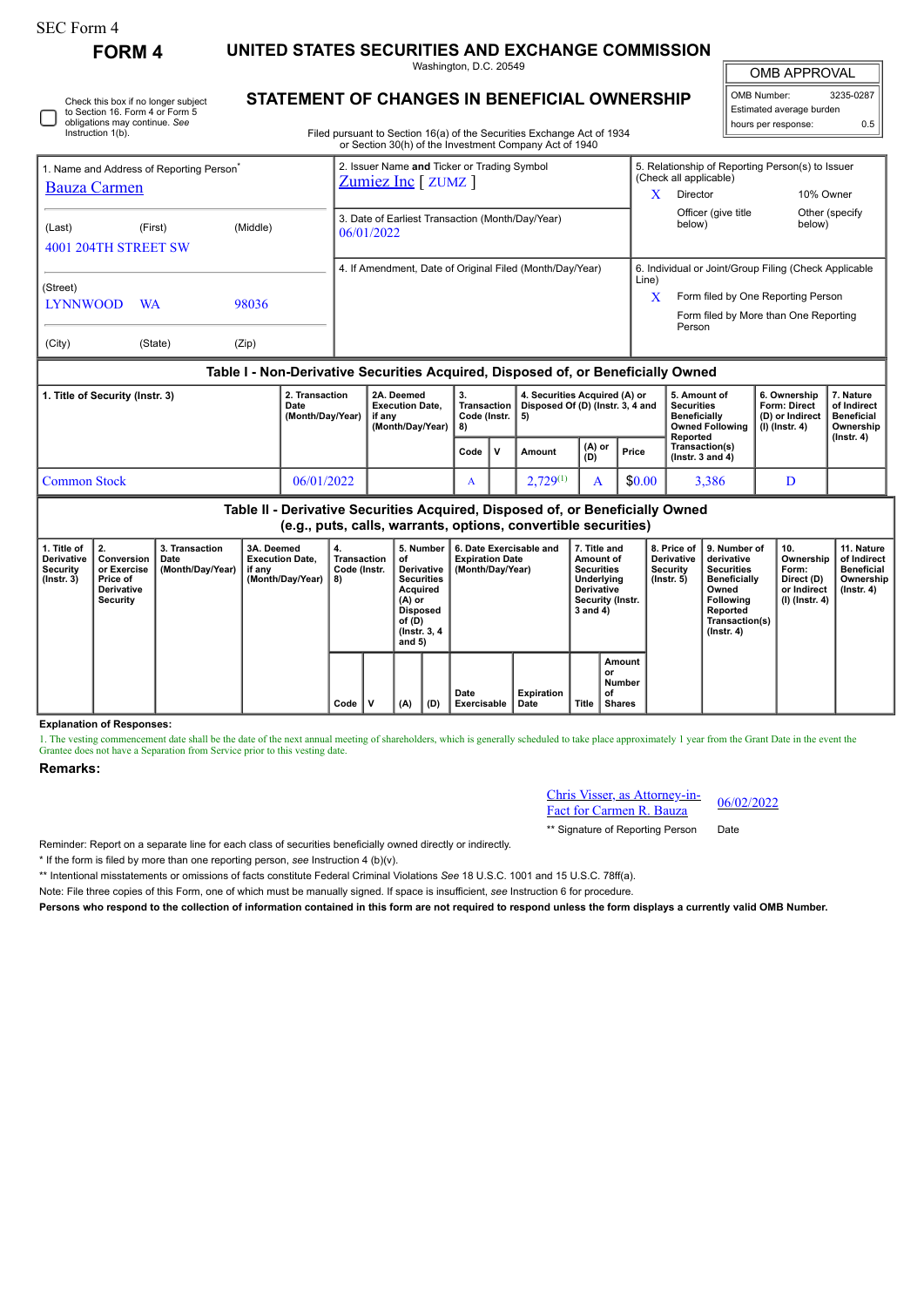SEC Form 4

# FORM 4

## UNITED STATES SECURITIES AND EXCHANGE COMMISSION

Washington, D.C. 20549

## STATEMENT OF CHANGES IN BENEFICIAL OWNERSHIP

Filed pursuant to Section 16(a) of the Securities Exchange Act of 1934 or Section 30(h) of the Investment Company Act of 1940

| OMB APPROVAL | |
|---|---|
| OMB Number: | 3235-0287 |
| Estimated average burden | |
| hours per response: | 0.5 |

☐ Check this box if no longer subject to Section 16. Form 4 or Form 5 obligations may continue. *See* Instruction 1(b).

| 1. Name and Address of Reporting Person* | 2. Issuer Name **and** Ticker or Trading Symbol | 5. Relationship of Reporting Person(s) to Issuer (Check all applicable) |
|---|---|---|
| Bauza Carmen | Zumiez Inc [ ZUMZ ] | X Director / 10% Owner / Officer (give title below) / Other (specify below) |
| (Last) (First) (Middle) 4001 204TH STREET SW | 3. Date of Earliest Transaction (Month/Day/Year) 06/01/2022 | |
| (Street) LYNNWOOD WA 98036 (City) (State) (Zip) | 4. If Amendment, Date of Original Filed (Month/Day/Year) | 6. Individual or Joint/Group Filing (Check Applicable Line) X Form filed by One Reporting Person / Form filed by More than One Reporting Person |

### Table I - Non-Derivative Securities Acquired, Disposed of, or Beneficially Owned

| 1. Title of Security (Instr. 3) | 2. Transaction Date (Month/Day/Year) | 2A. Deemed Execution Date, if any (Month/Day/Year) | 3. Transaction Code (Instr. 8) | | 4. Securities Acquired (A) or Disposed Of (D) (Instr. 3, 4 and 5) | | | 5. Amount of Securities Beneficially Owned Following Reported Transaction(s) (Instr. 3 and 4) | 6. Ownership Form: Direct (D) or Indirect (I) (Instr. 4) | 7. Nature of Indirect Beneficial Ownership (Instr. 4) |
|---|---|---|---|---|---|---|---|---|---|---|
| | | | Code | V | Amount | (A) or (D) | Price | | | |
| Common Stock | 06/01/2022 | | A | | 2,729[(1)] | A | $0.00 | 3,386 | D | |

### Table II - Derivative Securities Acquired, Disposed of, or Beneficially Owned (e.g., puts, calls, warrants, options, convertible securities)

| 1. Title of Derivative Security (Instr. 3) | 2. Conversion or Exercise Price of Derivative Security | 3. Transaction Date (Month/Day/Year) | 3A. Deemed Execution Date, if any (Month/Day/Year) | 4. Transaction Code (Instr. 8) | | 5. Number of Derivative Securities Acquired (A) or Disposed of (D) (Instr. 3, 4 and 5) | | 6. Date Exercisable and Expiration Date (Month/Day/Year) | | 7. Title and Amount of Securities Underlying Derivative Security (Instr. 3 and 4) | | 8. Price of Derivative Security (Instr. 5) | 9. Number of derivative Securities Beneficially Owned Following Reported Transaction(s) (Instr. 4) | 10. Ownership Form: Direct (D) or Indirect (I) (Instr. 4) | 11. Nature of Indirect Beneficial Ownership (Instr. 4) |
|---|---|---|---|---|---|---|---|---|---|---|---|---|---|---|---|
| | | | | Code | V | (A) | (D) | Date Exercisable | Expiration Date | Title | Amount or Number of Shares | | | | |

**Explanation of Responses:**

1. The vesting commencement date shall be the date of the next annual meeting of shareholders, which is generally scheduled to take place approximately 1 year from the Grant Date in the event the Grantee does not have a Separation from Service prior to this vesting date.

**Remarks:**

| Chris Visser, as Attorney-in-Fact for Carmen R. Bauza | 06/02/2022 |
|---|---|
| ** Signature of Reporting Person | Date |

Reminder: Report on a separate line for each class of securities beneficially owned directly or indirectly.

\* If the form is filed by more than one reporting person, *see* Instruction 4 (b)(v).

** Intentional misstatements or omissions of facts constitute Federal Criminal Violations *See* 18 U.S.C. 1001 and 15 U.S.C. 78ff(a).

Note: File three copies of this Form, one of which must be manually signed. If space is insufficient, *see* Instruction 6 for procedure.

**Persons who respond to the collection of information contained in this form are not required to respond unless the form displays a currently valid OMB Number.**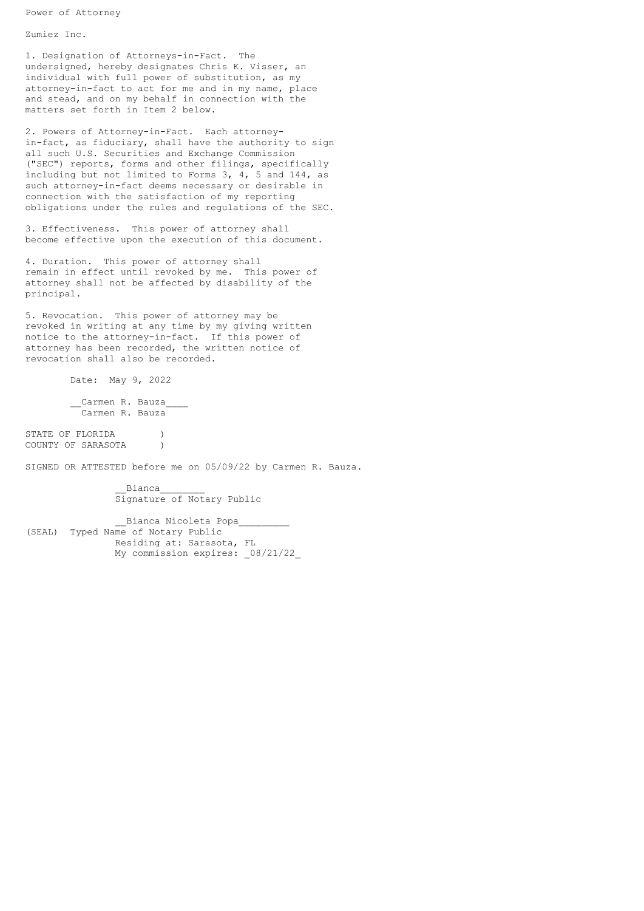Power of Attorney

Zumiez Inc.

1. Designation of Attorneys-in-Fact. The undersigned, hereby designates Chris K. Visser, an individual with full power of substitution, as my attorney-in-fact to act for me and in my name, place and stead, and on my behalf in connection with the matters set forth in Item 2 below.

2. Powers of Attorney-in-Fact. Each attorney-in-fact, as fiduciary, shall have the authority to sign all such U.S. Securities and Exchange Commission ("SEC") reports, forms and other filings, specifically including but not limited to Forms 3, 4, 5 and 144, as such attorney-in-fact deems necessary or desirable in connection with the satisfaction of my reporting obligations under the rules and regulations of the SEC.

3. Effectiveness. This power of attorney shall become effective upon the execution of this document.

4. Duration. This power of attorney shall remain in effect until revoked by me. This power of attorney shall not be affected by disability of the principal.

5. Revocation. This power of attorney may be revoked in writing at any time by my giving written notice to the attorney-in-fact. If this power of attorney has been recorded, the written notice of revocation shall also be recorded.

Date: May 9, 2022

__Carmen R. Bauza____
Carmen R. Bauza

STATE OF FLORIDA )
COUNTY OF SARASOTA )

SIGNED OR ATTESTED before me on 05/09/22 by Carmen R. Bauza.

__Bianca________
Signature of Notary Public

__Bianca Nicoleta Popa_________
(SEAL) Typed Name of Notary Public
Residing at: Sarasota, FL
My commission expires: _08/21/22_